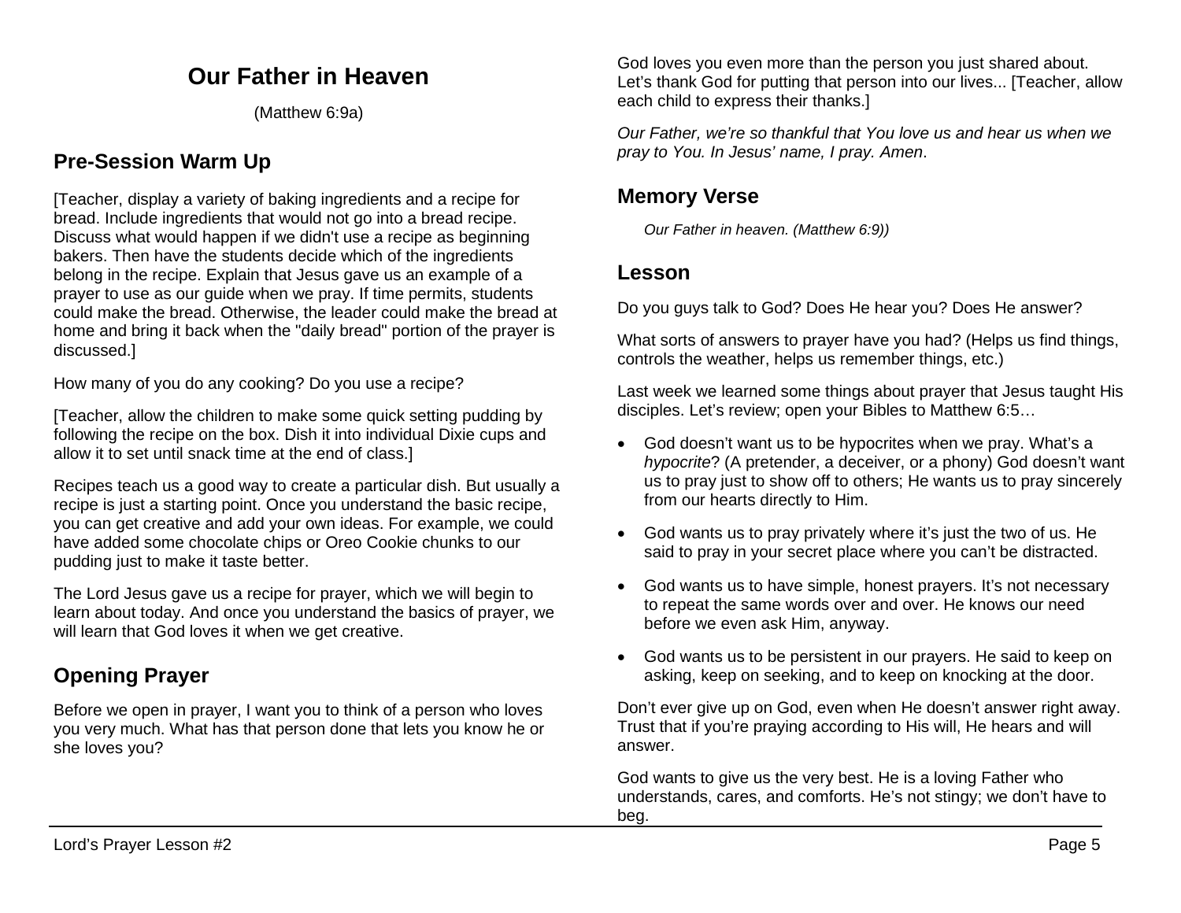# Our Father in Heaven

(Matthew 6:9a)

## Pre-Session Warm Up

[Teacher, display a variety of baking ingredients and a recipe for bread. Include ingredients that would not go into a bread recipe. Discuss what would happen if we didn't use a recipe as beginning bakers. Then have the students decide which of the ingredients belong in the recipe. Explain that Jesus gave us an example of a prayer to use as our guide when we pray. If time permits, students could make the bread. Otherwise, the leader could make the bread at home and bring it back when the "daily bread" portion of the prayer is discussed.]

How many of you do any cooking? Do you use a recipe?

[Teacher, allow the children to make some quick setting pudding by following the recipe on the box. Dish it into individual Dixie cups and allow it to set until snack time at the end of class.]

Recipes teach us a good way to create a particular dish. But usually a recipe is just a starting point. Once you understand the basic recipe, you can get creative and add your own ideas. For example, we could have added some chocolate chips or Oreo Cookie chunks to our pudding just to make it taste better.

The Lord Jesus gave us a recipe for prayer, which we will begin to learn about today. And once you understand the basics of prayer, we will learn that God loves it when we get creative.

## Opening Prayer

Before we open in prayer, I want you to think of a person who loves you very much. What has that person done that lets you know he or she loves you?

God loves you even more than the person you just shared about. Let's thank God for putting that person into our lives... [Teacher, allow each child to express their thanks.]

*Our Father, we're so thankful that You love us and hear us when we pray to You. In Jesus' name, I pray. Amen*.

## Memory Verse

*Our Father in heaven. (Matthew 6:9))*

## Lesson

Do you guys talk to God? Does He hear you? Does He answer?

What sorts of answers to prayer have you had? (Helps us find things, controls the weather, helps us remember things, etc.)

Last week we learned some things about prayer that Jesus taught His disciples. Let's review; open your Bibles to Matthew 6:5…

- God doesn't want us to be hypocrites when we pray. What's a *hypocrite*? (A pretender, a deceiver, or a phony) God doesn't want us to pray just to show off to others; He wants us to pray sincerely from our hearts directly to Him.
- God wants us to pray privately where it's just the two of us. He said to pray in your secret place where you can't be distracted.
- God wants us to have simple, honest prayers. It's not necessary to repeat the same words over and over. He knows our need before we even ask Him, anyway.
- God wants us to be persistent in our prayers. He said to keep on asking, keep on seeking, and to keep on knocking at the door.

Don't ever give up on God, even when He doesn't answer right away. Trust that if you're praying according to His will, He hears and will answer.

God wants to give us the very best. He is a loving Father who understands, cares, and comforts. He's not stingy; we don't have to beg.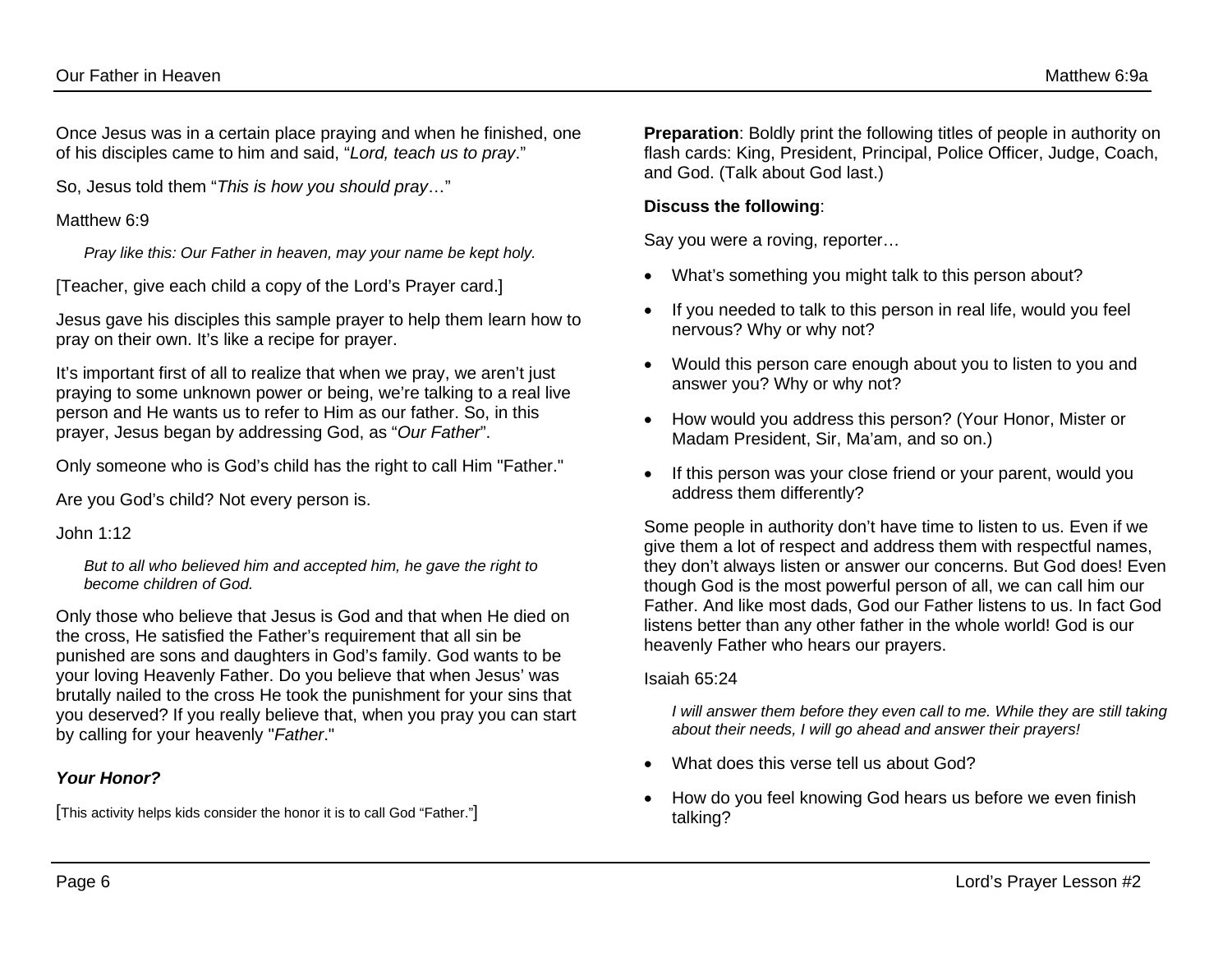Once Jesus was in a certain place praying and when he finished, one of his disciples came to him and said, "*Lord, teach us to pray*."

So, Jesus told them "*This is how you should pray*…"

Matthew 6:9

> *Pray like this: Our Father in heaven, may your name be kept holy.*

[Teacher, give each child a copy of the Lord's Prayer card.]

Jesus gave his disciples this sample prayer to help them learn how to pray on their own. It's like a recipe for prayer.

It's important first of all to realize that when we pray, we aren't just praying to some unknown power or being, we're talking to a real live person and He wants us to refer to Him as our father. So, in this prayer, Jesus began by addressing God, as "*Our Father*".

Only someone who is God's child has the right to call Him "Father."

Are you God's child? Not every person is.

John 1:12

> *But to all who believed him and accepted him, he gave the right to become children of God.*

Only those who believe that Jesus is God and that when He died on the cross, He satisfied the Father's requirement that all sin be punished are sons and daughters in God's family. God wants to be your loving Heavenly Father. Do you believe that when Jesus' was brutally nailed to the cross He took the punishment for your sins that you deserved? If you really believe that, when you pray you can start by calling for your heavenly "*Father*."

### *Your Honor?*

[This activity helps kids consider the honor it is to call God "Father."]

**Preparation**: Boldly print the following titles of people in authority on flash cards: King, President, Principal, Police Officer, Judge, Coach, and God. (Talk about God last.)

**Discuss the following**:

Say you were a roving, reporter…

- What's something you might talk to this person about?
- If you needed to talk to this person in real life, would you feel nervous? Why or why not?
- Would this person care enough about you to listen to you and answer you? Why or why not?
- How would you address this person? (Your Honor, Mister or Madam President, Sir, Ma'am, and so on.)
- If this person was your close friend or your parent, would you address them differently?

Some people in authority don't have time to listen to us. Even if we give them a lot of respect and address them with respectful names, they don't always listen or answer our concerns. But God does! Even though God is the most powerful person of all, we can call him our Father. And like most dads, God our Father listens to us. In fact God listens better than any other father in the whole world! God is our heavenly Father who hears our prayers.

Isaiah 65:24

> *I will answer them before they even call to me. While they are still taking about their needs, I will go ahead and answer their prayers!*

- What does this verse tell us about God?
- How do you feel knowing God hears us before we even finish talking?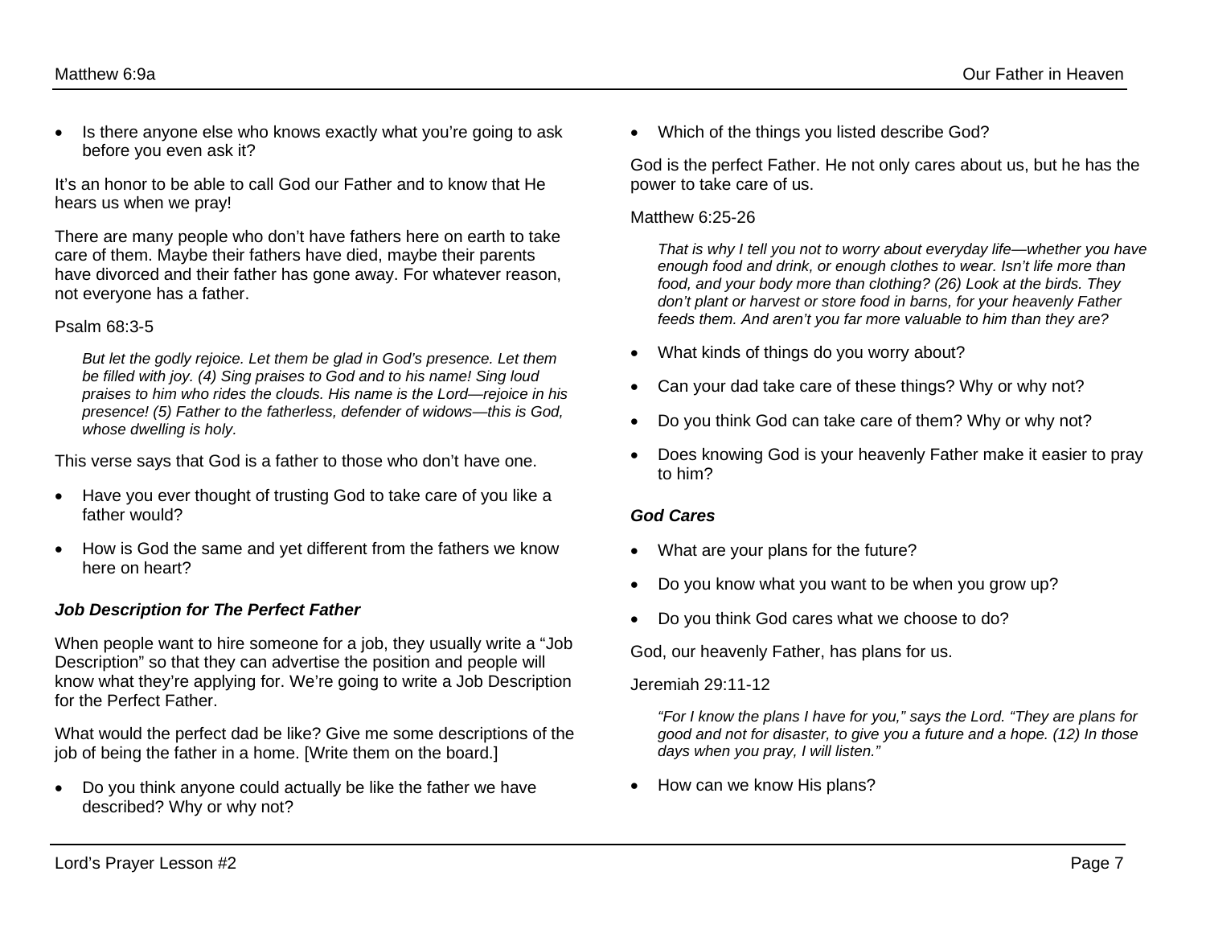- Is there anyone else who knows exactly what you're going to ask before you even ask it?

It's an honor to be able to call God our Father and to know that He hears us when we pray!

There are many people who don't have fathers here on earth to take care of them. Maybe their fathers have died, maybe their parents have divorced and their father has gone away. For whatever reason, not everyone has a father.

Psalm 68:3-5

> *But let the godly rejoice. Let them be glad in God's presence. Let them be filled with joy. (4) Sing praises to God and to his name! Sing loud praises to him who rides the clouds. His name is the Lord—rejoice in his presence! (5) Father to the fatherless, defender of widows—this is God, whose dwelling is holy.*

This verse says that God is a father to those who don't have one.

- Have you ever thought of trusting God to take care of you like a father would?
- How is God the same and yet different from the fathers we know here on heart?

### *Job Description for The Perfect Father*

When people want to hire someone for a job, they usually write a "Job Description" so that they can advertise the position and people will know what they're applying for. We're going to write a Job Description for the Perfect Father.

What would the perfect dad be like? Give me some descriptions of the job of being the father in a home. [Write them on the board.]

- Do you think anyone could actually be like the father we have described? Why or why not?
- Which of the things you listed describe God?

God is the perfect Father. He not only cares about us, but he has the power to take care of us.

Matthew 6:25-26

> *That is why I tell you not to worry about everyday life—whether you have enough food and drink, or enough clothes to wear. Isn't life more than food, and your body more than clothing? (26) Look at the birds. They don't plant or harvest or store food in barns, for your heavenly Father feeds them. And aren't you far more valuable to him than they are?*

- What kinds of things do you worry about?
- Can your dad take care of these things? Why or why not?
- Do you think God can take care of them? Why or why not?
- Does knowing God is your heavenly Father make it easier to pray to him?

### *God Cares*

- What are your plans for the future?
- Do you know what you want to be when you grow up?
- Do you think God cares what we choose to do?

God, our heavenly Father, has plans for us.

Jeremiah 29:11-12

> *"For I know the plans I have for you," says the Lord. "They are plans for good and not for disaster, to give you a future and a hope. (12) In those days when you pray, I will listen."*

- How can we know His plans?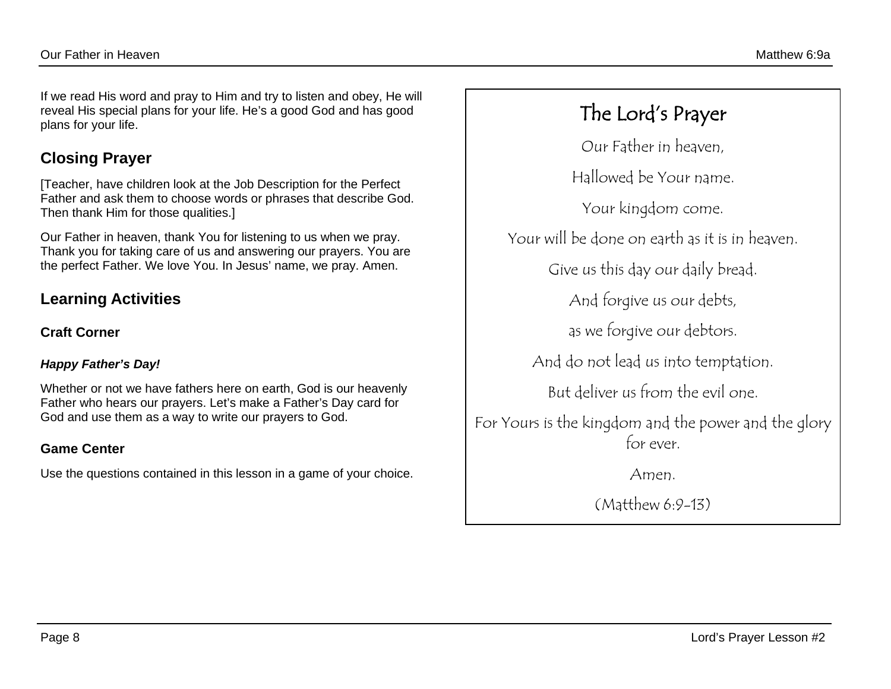If we read His word and pray to Him and try to listen and obey, He will reveal His special plans for your life. He's a good God and has good plans for your life.

## Closing Prayer

[Teacher, have children look at the Job Description for the Perfect Father and ask them to choose words or phrases that describe God. Then thank Him for those qualities.]

Our Father in heaven, thank You for listening to us when we pray. Thank you for taking care of us and answering our prayers. You are the perfect Father. We love You. In Jesus' name, we pray. Amen.

## Learning Activities

### Craft Corner

#### *Happy Father's Day!*

Whether or not we have fathers here on earth, God is our heavenly Father who hears our prayers. Let's make a Father's Day card for God and use them as a way to write our prayers to God.

### Game Center

Use the questions contained in this lesson in a game of your choice.

## The Lord's Prayer

Our Father in heaven,

Hallowed be Your name.

Your kingdom come.

Your will be done on earth as it is in heaven.

Give us this day our daily bread.

And forgive us our debts,

as we forgive our debtors.

And do not lead us into temptation.

But deliver us from the evil one.

For Yours is the kingdom and the power and the glory for ever.

Amen.

(Matthew 6:9-13)